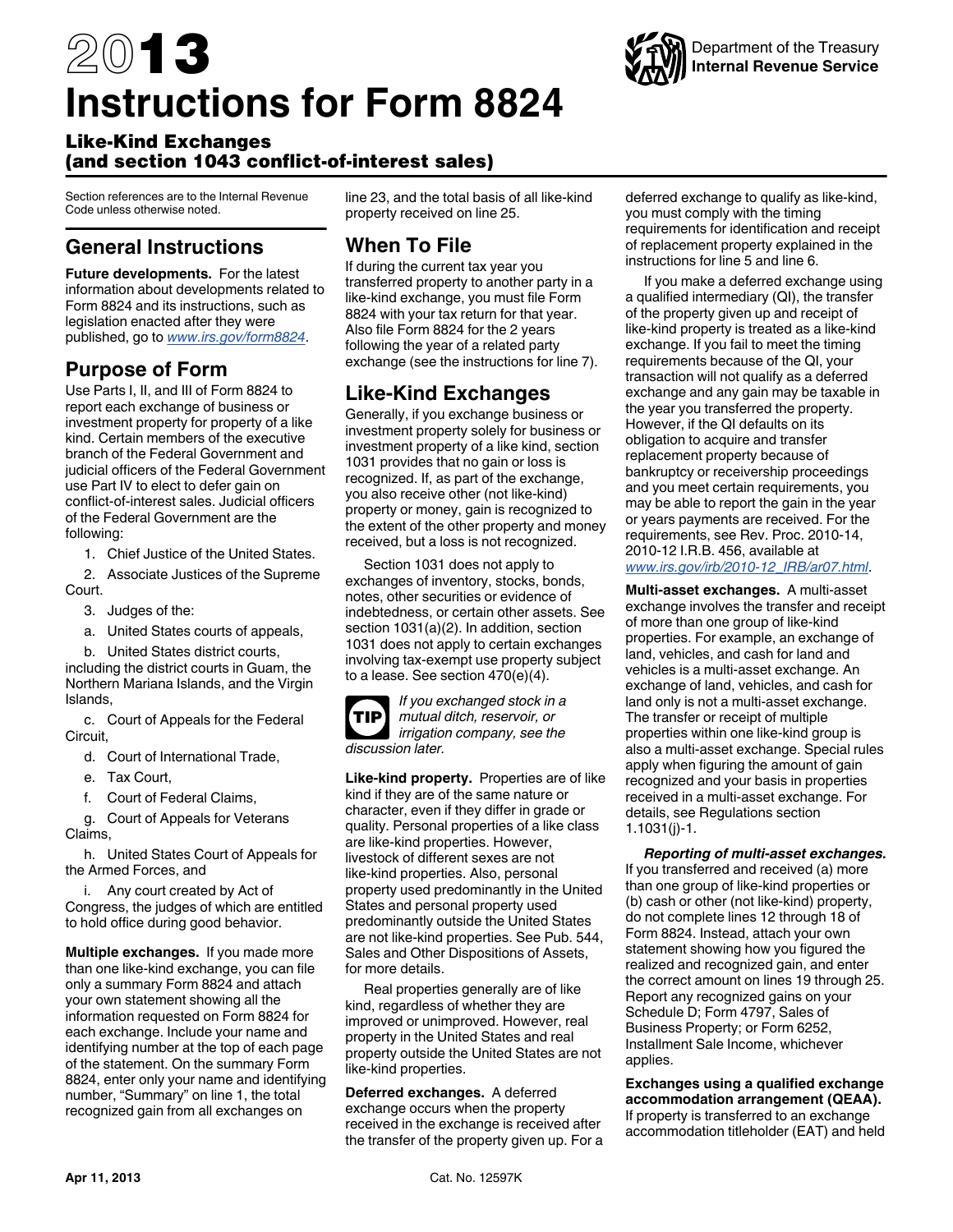# 2013 Instructions for Form 8824

Department of the Treasury
Internal Revenue Service

## Like-Kind Exchanges (and section 1043 conflict-of-interest sales)

Section references are to the Internal Revenue Code unless otherwise noted.

## General Instructions

**Future developments.** For the latest information about developments related to Form 8824 and its instructions, such as legislation enacted after they were published, go to *www.irs.gov/form8824*.

## Purpose of Form

Use Parts I, II, and III of Form 8824 to report each exchange of business or investment property for property of a like kind. Certain members of the executive branch of the Federal Government and judicial officers of the Federal Government use Part IV to elect to defer gain on conflict-of-interest sales. Judicial officers of the Federal Government are the following:

1. Chief Justice of the United States.
2. Associate Justices of the Supreme Court.
3. Judges of the:
   a. United States courts of appeals,
   b. United States district courts, including the district courts in Guam, the Northern Mariana Islands, and the Virgin Islands,
   c. Court of Appeals for the Federal Circuit,
   d. Court of International Trade,
   e. Tax Court,
   f. Court of Federal Claims,
   g. Court of Appeals for Veterans Claims,
   h. United States Court of Appeals for the Armed Forces, and
   i. Any court created by Act of Congress, the judges of which are entitled to hold office during good behavior.

**Multiple exchanges.** If you made more than one like-kind exchange, you can file only a summary Form 8824 and attach your own statement showing all the information requested on Form 8824 for each exchange. Include your name and identifying number at the top of each page of the statement. On the summary Form 8824, enter only your name and identifying number, "Summary" on line 1, the total recognized gain from all exchanges on line 23, and the total basis of all like-kind property received on line 25.

## When To File

If during the current tax year you transferred property to another party in a like-kind exchange, you must file Form 8824 with your tax return for that year. Also file Form 8824 for the 2 years following the year of a related party exchange (see the instructions for line 7).

## Like-Kind Exchanges

Generally, if you exchange business or investment property solely for business or investment property of a like kind, section 1031 provides that no gain or loss is recognized. If, as part of the exchange, you also receive other (not like-kind) property or money, gain is recognized to the extent of the other property and money received, but a loss is not recognized.

Section 1031 does not apply to exchanges of inventory, stocks, bonds, notes, other securities or evidence of indebtedness, or certain other assets. See section 1031(a)(2). In addition, section 1031 does not apply to certain exchanges involving tax-exempt use property subject to a lease. See section 470(e)(4).

**TIP** *If you exchanged stock in a mutual ditch, reservoir, or irrigation company, see the discussion later.*

**Like-kind property.** Properties are of like kind if they are of the same nature or character, even if they differ in grade or quality. Personal properties of a like class are like-kind properties. However, livestock of different sexes are not like-kind properties. Also, personal property used predominantly in the United States and personal property used predominantly outside the United States are not like-kind properties. See Pub. 544, Sales and Other Dispositions of Assets, for more details.

Real properties generally are of like kind, regardless of whether they are improved or unimproved. However, real property in the United States and real property outside the United States are not like-kind properties.

**Deferred exchanges.** A deferred exchange occurs when the property received in the exchange is received after the transfer of the property given up. For a deferred exchange to qualify as like-kind, you must comply with the timing requirements for identification and receipt of replacement property explained in the instructions for line 5 and line 6.

If you make a deferred exchange using a qualified intermediary (QI), the transfer of the property given up and receipt of like-kind property is treated as a like-kind exchange. If you fail to meet the timing requirements because of the QI, your transaction will not qualify as a deferred exchange and any gain may be taxable in the year you transferred the property. However, if the QI defaults on its obligation to acquire and transfer replacement property because of bankruptcy or receivership proceedings and you meet certain requirements, you may be able to report the gain in the year or years payments are received. For the requirements, see Rev. Proc. 2010-14, 2010-12 I.R.B. 456, available at *www.irs.gov/irb/2010-12_IRB/ar07.html*.

**Multi-asset exchanges.** A multi-asset exchange involves the transfer and receipt of more than one group of like-kind properties. For example, an exchange of land, vehicles, and cash for land and vehicles is a multi-asset exchange. An exchange of land, vehicles, and cash for land only is not a multi-asset exchange. The transfer or receipt of multiple properties within one like-kind group is also a multi-asset exchange. Special rules apply when figuring the amount of gain recognized and your basis in properties received in a multi-asset exchange. For details, see Regulations section 1.1031(j)-1.

***Reporting of multi-asset exchanges.*** If you transferred and received (a) more than one group of like-kind properties or (b) cash or other (not like-kind) property, do not complete lines 12 through 18 of Form 8824. Instead, attach your own statement showing how you figured the realized and recognized gain, and enter the correct amount on lines 19 through 25. Report any recognized gains on your Schedule D; Form 4797, Sales of Business Property; or Form 6252, Installment Sale Income, whichever applies.

**Exchanges using a qualified exchange accommodation arrangement (QEAA).** If property is transferred to an exchange accommodation titleholder (EAT) and held

Apr 11, 2013 | Cat. No. 12597K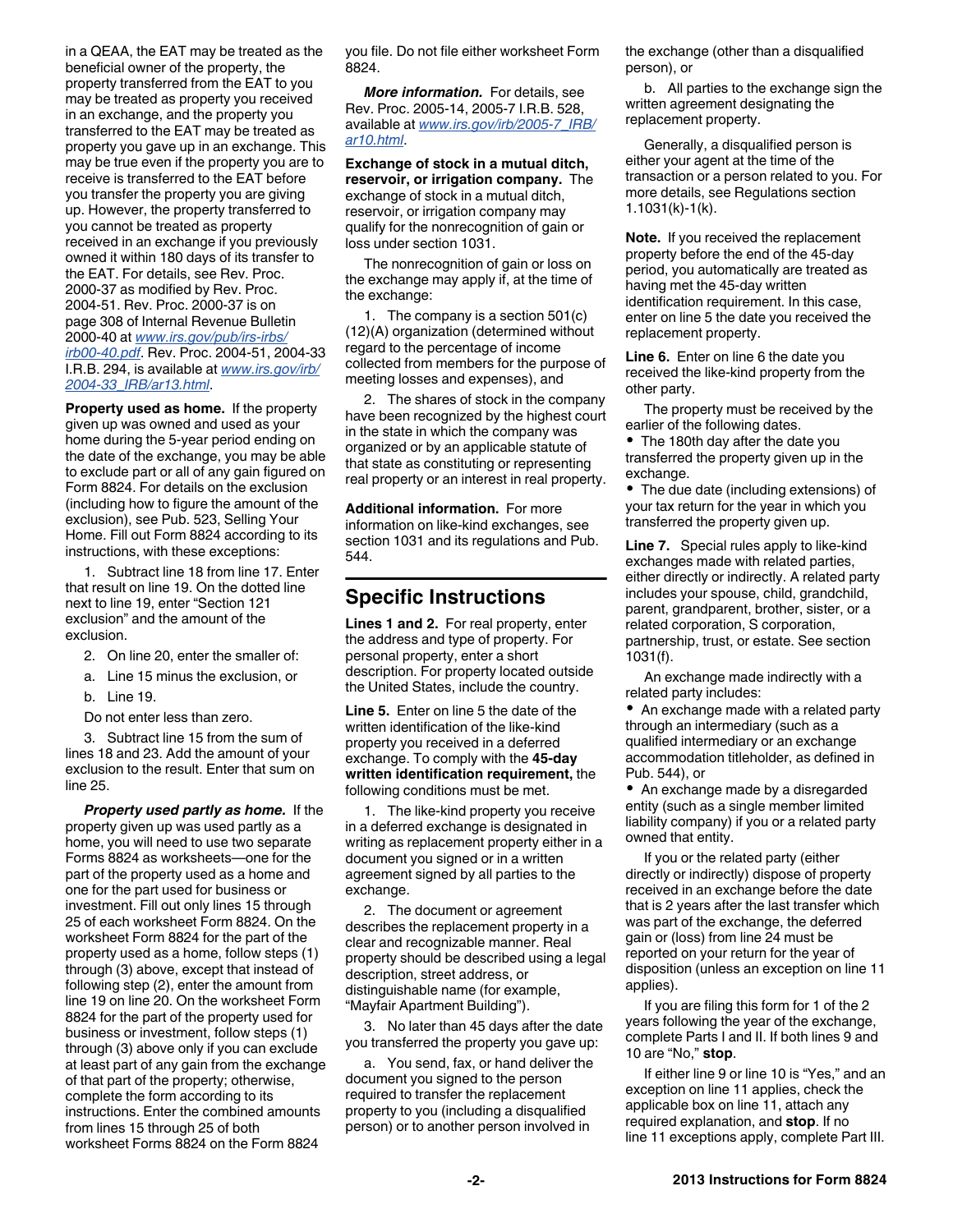in a QEAA, the EAT may be treated as the beneficial owner of the property, the property transferred from the EAT to you may be treated as property you received in an exchange, and the property you transferred to the EAT may be treated as property you gave up in an exchange. This may be true even if the property you are to receive is transferred to the EAT before you transfer the property you are giving up. However, the property transferred to you cannot be treated as property received in an exchange if you previously owned it within 180 days of its transfer to the EAT. For details, see Rev. Proc. 2000-37 as modified by Rev. Proc. 2004-51. Rev. Proc. 2000-37 is on page 308 of Internal Revenue Bulletin 2000-40 at www.irs.gov/pub/irs-irbs/irb00-40.pdf. Rev. Proc. 2004-51, 2004-33 I.R.B. 294, is available at www.irs.gov/irb/2004-33_IRB/ar13.html.

**Property used as home.** If the property given up was owned and used as your home during the 5-year period ending on the date of the exchange, you may be able to exclude part or all of any gain figured on Form 8824. For details on the exclusion (including how to figure the amount of the exclusion), see Pub. 523, Selling Your Home. Fill out Form 8824 according to its instructions, with these exceptions:

1. Subtract line 18 from line 17. Enter that result on line 19. On the dotted line next to line 19, enter "Section 121 exclusion" and the amount of the exclusion.

2. On line 20, enter the smaller of:

   a. Line 15 minus the exclusion, or

   b. Line 19.

   Do not enter less than zero.

3. Subtract line 15 from the sum of lines 18 and 23. Add the amount of your exclusion to the result. Enter that sum on line 25.

***Property used partly as home.*** If the property given up was used partly as a home, you will need to use two separate Forms 8824 as worksheets—one for the part of the property used as a home and one for the part used for business or investment. Fill out only lines 15 through 25 of each worksheet Form 8824. On the worksheet Form 8824 for the part of the property used as a home, follow steps (1) through (3) above, except that instead of following step (2), enter the amount from line 19 on line 20. On the worksheet Form 8824 for the part of the property used for business or investment, follow steps (1) through (3) above only if you can exclude at least part of any gain from the exchange of that part of the property; otherwise, complete the form according to its instructions. Enter the combined amounts from lines 15 through 25 of both worksheet Forms 8824 on the Form 8824 you file. Do not file either worksheet Form 8824.

***More information.*** For details, see Rev. Proc. 2005-14, 2005-7 I.R.B. 528, available at www.irs.gov/irb/2005-7_IRB/ar10.html.

**Exchange of stock in a mutual ditch, reservoir, or irrigation company.** The exchange of stock in a mutual ditch, reservoir, or irrigation company may qualify for the nonrecognition of gain or loss under section 1031.

The nonrecognition of gain or loss on the exchange may apply if, at the time of the exchange:

1. The company is a section 501(c)(12)(A) organization (determined without regard to the percentage of income collected from members for the purpose of meeting losses and expenses), and

2. The shares of stock in the company have been recognized by the highest court in the state in which the company was organized or by an applicable statute of that state as constituting or representing real property or an interest in real property.

**Additional information.** For more information on like-kind exchanges, see section 1031 and its regulations and Pub. 544.

## Specific Instructions

**Lines 1 and 2.** For real property, enter the address and type of property. For personal property, enter a short description. For property located outside the United States, include the country.

**Line 5.** Enter on line 5 the date of the written identification of the like-kind property you received in a deferred exchange. To comply with the **45-day written identification requirement,** the following conditions must be met.

1. The like-kind property you receive in a deferred exchange is designated in writing as replacement property either in a document you signed or in a written agreement signed by all parties to the exchange.

2. The document or agreement describes the replacement property in a clear and recognizable manner. Real property should be described using a legal description, street address, or distinguishable name (for example, "Mayfair Apartment Building").

3. No later than 45 days after the date you transferred the property you gave up:

   a. You send, fax, or hand deliver the document you signed to the person required to transfer the replacement property to you (including a disqualified person) or to another person involved in the exchange (other than a disqualified person), or

   b. All parties to the exchange sign the written agreement designating the replacement property.

Generally, a disqualified person is either your agent at the time of the transaction or a person related to you. For more details, see Regulations section 1.1031(k)-1(k).

**Note.** If you received the replacement property before the end of the 45-day period, you automatically are treated as having met the 45-day written identification requirement. In this case, enter on line 5 the date you received the replacement property.

**Line 6.** Enter on line 6 the date you received the like-kind property from the other party.

The property must be received by the earlier of the following dates.

- The 180th day after the date you transferred the property given up in the exchange.
- The due date (including extensions) of your tax return for the year in which you transferred the property given up.

**Line 7.** Special rules apply to like-kind exchanges made with related parties, either directly or indirectly. A related party includes your spouse, child, grandchild, parent, grandparent, brother, sister, or a related corporation, S corporation, partnership, trust, or estate. See section 1031(f).

An exchange made indirectly with a related party includes:

- An exchange made with a related party through an intermediary (such as a qualified intermediary or an exchange accommodation titleholder, as defined in Pub. 544), or
- An exchange made by a disregarded entity (such as a single member limited liability company) if you or a related party owned that entity.

If you or the related party (either directly or indirectly) dispose of property received in an exchange before the date that is 2 years after the last transfer which was part of the exchange, the deferred gain or (loss) from line 24 must be reported on your return for the year of disposition (unless an exception on line 11 applies).

If you are filing this form for 1 of the 2 years following the year of the exchange, complete Parts I and II. If both lines 9 and 10 are "No," **stop**.

If either line 9 or line 10 is "Yes," and an exception on line 11 applies, check the applicable box on line 11, attach any required explanation, and **stop**. If no line 11 exceptions apply, complete Part III.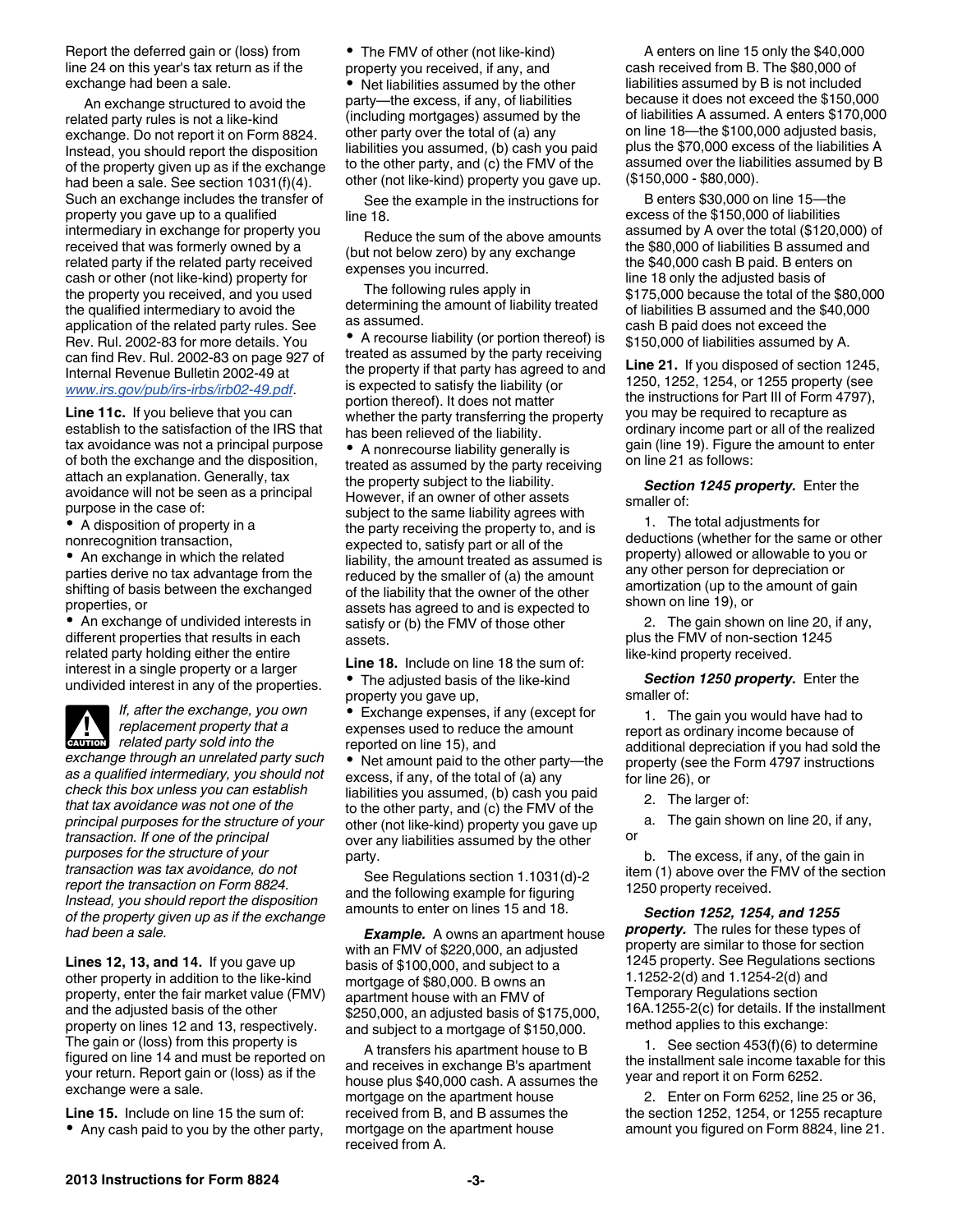Report the deferred gain or (loss) from line 24 on this year's tax return as if the exchange had been a sale.

An exchange structured to avoid the related party rules is not a like-kind exchange. Do not report it on Form 8824. Instead, you should report the disposition of the property given up as if the exchange had been a sale. See section 1031(f)(4). Such an exchange includes the transfer of property you gave up to a qualified intermediary in exchange for property you received that was formerly owned by a related party if the related party received cash or other (not like-kind) property for the property you received, and you used the qualified intermediary to avoid the application of the related party rules. See Rev. Rul. 2002-83 for more details. You can find Rev. Rul. 2002-83 on page 927 of Internal Revenue Bulletin 2002-49 at *www.irs.gov/pub/irs-irbs/irb02-49.pdf*.

**Line 11c.** If you believe that you can establish to the satisfaction of the IRS that tax avoidance was not a principal purpose of both the exchange and the disposition, attach an explanation. Generally, tax avoidance will not be seen as a principal purpose in the case of:

- A disposition of property in a nonrecognition transaction,
- An exchange in which the related parties derive no tax advantage from the shifting of basis between the exchanged properties, or
- An exchange of undivided interests in different properties that results in each related party holding either the entire interest in a single property or a larger undivided interest in any of the properties.

CAUTION: *If, after the exchange, you own replacement property that a related party sold into the exchange through an unrelated party such as a qualified intermediary, you should not check this box unless you can establish that tax avoidance was not one of the principal purposes for the structure of your transaction. If one of the principal purposes for the structure of your transaction was tax avoidance, do not report the transaction on Form 8824. Instead, you should report the disposition of the property given up as if the exchange had been a sale.*

**Lines 12, 13, and 14.** If you gave up other property in addition to the like-kind property, enter the fair market value (FMV) and the adjusted basis of the other property on lines 12 and 13, respectively. The gain or (loss) from this property is figured on line 14 and must be reported on your return. Report gain or (loss) as if the exchange were a sale.

**Line 15.** Include on line 15 the sum of:

- Any cash paid to you by the other party,
- The FMV of other (not like-kind) property you received, if any, and
- Net liabilities assumed by the other party—the excess, if any, of liabilities (including mortgages) assumed by the other party over the total of (a) any liabilities you assumed, (b) cash you paid to the other party, and (c) the FMV of the other (not like-kind) property you gave up.

See the example in the instructions for line 18.

Reduce the sum of the above amounts (but not below zero) by any exchange expenses you incurred.

The following rules apply in determining the amount of liability treated as assumed.

- A recourse liability (or portion thereof) is treated as assumed by the party receiving the property if that party has agreed to and is expected to satisfy the liability (or portion thereof). It does not matter whether the party transferring the property has been relieved of the liability.
- A nonrecourse liability generally is treated as assumed by the party receiving the property subject to the liability. However, if an owner of other assets subject to the same liability agrees with the party receiving the property to, and is expected to, satisfy part or all of the liability, the amount treated as assumed is reduced by the smaller of (a) the amount of the liability that the owner of the other assets has agreed to and is expected to satisfy or (b) the FMV of those other assets.

**Line 18.** Include on line 18 the sum of:

- The adjusted basis of the like-kind property you gave up,
- Exchange expenses, if any (except for expenses used to reduce the amount reported on line 15), and
- Net amount paid to the other party—the excess, if any, of the total of (a) any liabilities you assumed, (b) cash you paid to the other party, and (c) the FMV of the other (not like-kind) property you gave up over any liabilities assumed by the other party.

See Regulations section 1.1031(d)-2 and the following example for figuring amounts to enter on lines 15 and 18.

***Example.*** A owns an apartment house with an FMV of $220,000, an adjusted basis of $100,000, and subject to a mortgage of $80,000. B owns an apartment house with an FMV of $250,000, an adjusted basis of $175,000, and subject to a mortgage of $150,000.

A transfers his apartment house to B and receives in exchange B's apartment house plus $40,000 cash. A assumes the mortgage on the apartment house received from B, and B assumes the mortgage on the apartment house received from A.

A enters on line 15 only the $40,000 cash received from B. The $80,000 of liabilities assumed by B is not included because it does not exceed the $150,000 of liabilities A assumed. A enters $170,000 on line 18—the $100,000 adjusted basis, plus the $70,000 excess of the liabilities A assumed over the liabilities assumed by B ($150,000 - $80,000).

B enters $30,000 on line 15—the excess of the $150,000 of liabilities assumed by A over the total ($120,000) of the $80,000 of liabilities B assumed and the $40,000 cash B paid. B enters on line 18 only the adjusted basis of $175,000 because the total of the $80,000 of liabilities B assumed and the $40,000 cash B paid does not exceed the $150,000 of liabilities assumed by A.

**Line 21.** If you disposed of section 1245, 1250, 1252, 1254, or 1255 property (see the instructions for Part III of Form 4797), you may be required to recapture as ordinary income part or all of the realized gain (line 19). Figure the amount to enter on line 21 as follows:

***Section 1245 property.*** Enter the smaller of:

1. The total adjustments for deductions (whether for the same or other property) allowed or allowable to you or any other person for depreciation or amortization (up to the amount of gain shown on line 19), or
2. The gain shown on line 20, if any, plus the FMV of non-section 1245 like-kind property received.

***Section 1250 property.*** Enter the smaller of:

1. The gain you would have had to report as ordinary income because of additional depreciation if you had sold the property (see the Form 4797 instructions for line 26), or
2. The larger of:

   a. The gain shown on line 20, if any, or

   b. The excess, if any, of the gain in item (1) above over the FMV of the section 1250 property received.

***Section 1252, 1254, and 1255 property.*** The rules for these types of property are similar to those for section 1245 property. See Regulations sections 1.1252-2(d) and 1.1254-2(d) and Temporary Regulations section 16A.1255-2(c) for details. If the installment method applies to this exchange:

1. See section 453(f)(6) to determine the installment sale income taxable for this year and report it on Form 6252.
2. Enter on Form 6252, line 25 or 36, the section 1252, 1254, or 1255 recapture amount you figured on Form 8824, line 21.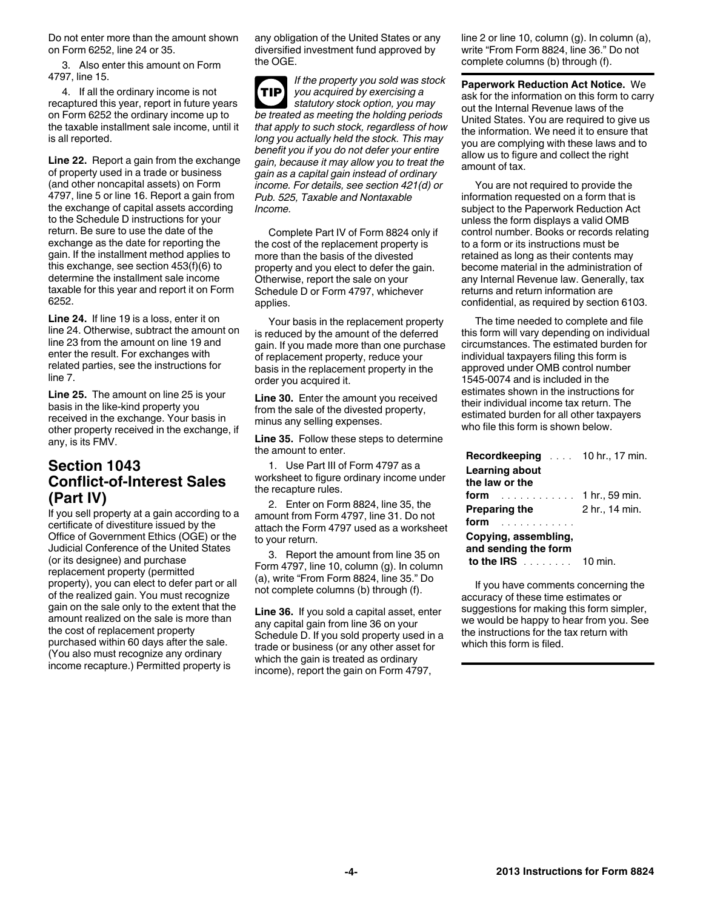Do not enter more than the amount shown on Form 6252, line 24 or 35.

3. Also enter this amount on Form 4797, line 15.

4. If all the ordinary income is not recaptured this year, report in future years on Form 6252 the ordinary income up to the taxable installment sale income, until it is all reported.

**Line 22.** Report a gain from the exchange of property used in a trade or business (and other noncapital assets) on Form 4797, line 5 or line 16. Report a gain from the exchange of capital assets according to the Schedule D instructions for your return. Be sure to use the date of the exchange as the date for reporting the gain. If the installment method applies to this exchange, see section 453(f)(6) to determine the installment sale income taxable for this year and report it on Form 6252.

**Line 24.** If line 19 is a loss, enter it on line 24. Otherwise, subtract the amount on line 23 from the amount on line 19 and enter the result. For exchanges with related parties, see the instructions for line 7.

**Line 25.** The amount on line 25 is your basis in the like-kind property you received in the exchange. Your basis in other property received in the exchange, if any, is its FMV.

## Section 1043 Conflict-of-Interest Sales (Part IV)

If you sell property at a gain according to a certificate of divestiture issued by the Office of Government Ethics (OGE) or the Judicial Conference of the United States (or its designee) and purchase replacement property (permitted property), you can elect to defer part or all of the realized gain. You must recognize gain on the sale only to the extent that the amount realized on the sale is more than the cost of replacement property purchased within 60 days after the sale. (You also must recognize any ordinary income recapture.) Permitted property is any obligation of the United States or any diversified investment fund approved by the OGE.

**TIP** *If the property you sold was stock you acquired by exercising a statutory stock option, you may be treated as meeting the holding periods that apply to such stock, regardless of how long you actually held the stock. This may benefit you if you do not defer your entire gain, because it may allow you to treat the gain as a capital gain instead of ordinary income. For details, see section 421(d) or Pub. 525, Taxable and Nontaxable Income.*

Complete Part IV of Form 8824 only if the cost of the replacement property is more than the basis of the divested property and you elect to defer the gain. Otherwise, report the sale on your Schedule D or Form 4797, whichever applies.

Your basis in the replacement property is reduced by the amount of the deferred gain. If you made more than one purchase of replacement property, reduce your basis in the replacement property in the order you acquired it.

**Line 30.** Enter the amount you received from the sale of the divested property, minus any selling expenses.

**Line 35.** Follow these steps to determine the amount to enter.

1. Use Part III of Form 4797 as a worksheet to figure ordinary income under the recapture rules.

2. Enter on Form 8824, line 35, the amount from Form 4797, line 31. Do not attach the Form 4797 used as a worksheet to your return.

3. Report the amount from line 35 on Form 4797, line 10, column (g). In column (a), write "From Form 8824, line 35." Do not complete columns (b) through (f).

**Line 36.** If you sold a capital asset, enter any capital gain from line 36 on your Schedule D. If you sold property used in a trade or business (or any other asset for which the gain is treated as ordinary income), report the gain on Form 4797, line 2 or line 10, column (g). In column (a), write "From Form 8824, line 36." Do not complete columns (b) through (f).

**Paperwork Reduction Act Notice.** We ask for the information on this form to carry out the Internal Revenue laws of the United States. You are required to give us the information. We need it to ensure that you are complying with these laws and to allow us to figure and collect the right amount of tax.

You are not required to provide the information requested on a form that is subject to the Paperwork Reduction Act unless the form displays a valid OMB control number. Books or records relating to a form or its instructions must be retained as long as their contents may become material in the administration of any Internal Revenue law. Generally, tax returns and return information are confidential, as required by section 6103.

The time needed to complete and file this form will vary depending on individual circumstances. The estimated burden for individual taxpayers filing this form is approved under OMB control number 1545-0074 and is included in the estimates shown in the instructions for their individual income tax return. The estimated burden for all other taxpayers who file this form is shown below.

| | |
|---|---|
| **Recordkeeping** | 10 hr., 17 min. |
| **Learning about the law or the form** | 1 hr., 59 min. |
| **Preparing the form** | 2 hr., 14 min. |
| **Copying, assembling, and sending the form to the IRS** | 10 min. |

If you have comments concerning the accuracy of these time estimates or suggestions for making this form simpler, we would be happy to hear from you. See the instructions for the tax return with which this form is filed.